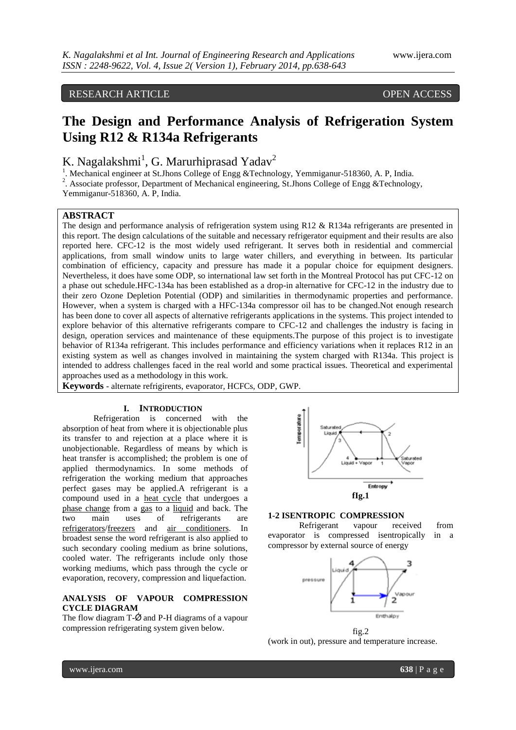RESEARCH ARTICLE OPEN ACCESS

# The Design and Performance Analysis of Refrigeration System Using R12 & R134a Refrigerants

K. Nagalakshmi[1], G. Marurhiprasad Yadav[2]

[1]. Mechanical engineer at St.Jhons College of Engg &Technology, Yemmiganur-518360, A. P, India.
[2]. Associate professor, Department of Mechanical engineering, St.Jhons College of Engg &Technology, Yemmiganur-518360, A. P, India.

## ABSTRACT

The design and performance analysis of refrigeration system using R12 & R134a refrigerants are presented in this report. The design calculations of the suitable and necessary refrigerator equipment and their results are also reported here. CFC-12 is the most widely used refrigerant. It serves both in residential and commercial applications, from small window units to large water chillers, and everything in between. Its particular combination of efficiency, capacity and pressure has made it a popular choice for equipment designers. Nevertheless, it does have some ODP, so international law set forth in the Montreal Protocol has put CFC-12 on a phase out schedule.HFC-134a has been established as a drop-in alternative for CFC-12 in the industry due to their zero Ozone Depletion Potential (ODP) and similarities in thermodynamic properties and performance. However, when a system is charged with a HFC-134a compressor oil has to be changed.Not enough research has been done to cover all aspects of alternative refrigerants applications in the systems. This project intended to explore behavior of this alternative refrigerants compare to CFC-12 and challenges the industry is facing in design, operation services and maintenance of these equipments.The purpose of this project is to investigate behavior of R134a refrigerant. This includes performance and efficiency variations when it replaces R12 in an existing system as well as changes involved in maintaining the system charged with R134a. This project is intended to address challenges faced in the real world and some practical issues. Theoretical and experimental approaches used as a methodology in this work.

**Keywords** - alternate refrigirents, evaporator, HCFCs, ODP, GWP.

## I. INTRODUCTION

Refrigeration is concerned with the absorption of heat from where it is objectionable plus its transfer to and rejection at a place where it is unobjectionable. Regardless of means by which is heat transfer is accomplished; the problem is one of applied thermodynamics. In some methods of refrigeration the working medium that approaches perfect gases may be applied.A refrigerant is a compound used in a heat cycle that undergoes a phase change from a gas to a liquid and back. The two main uses of refrigerants are refrigerators/freezers and air conditioners. In broadest sense the word refrigerant is also applied to such secondary cooling medium as brine solutions, cooled water. The refrigerants include only those working mediums, which pass through the cycle or evaporation, recovery, compression and liquefaction.

### ANALYSIS OF VAPOUR COMPRESSION CYCLE DIAGRAM

The flow diagram T-Ø and P-H diagrams of a vapour compression refrigerating system given below.

fIg.1

### 1-2 ISENTROPIC COMPRESSION

Refrigerant vapour received from evaporator is compressed isentropically in a compressor by external source of energy

fig.2

(work in out), pressure and temperature increase.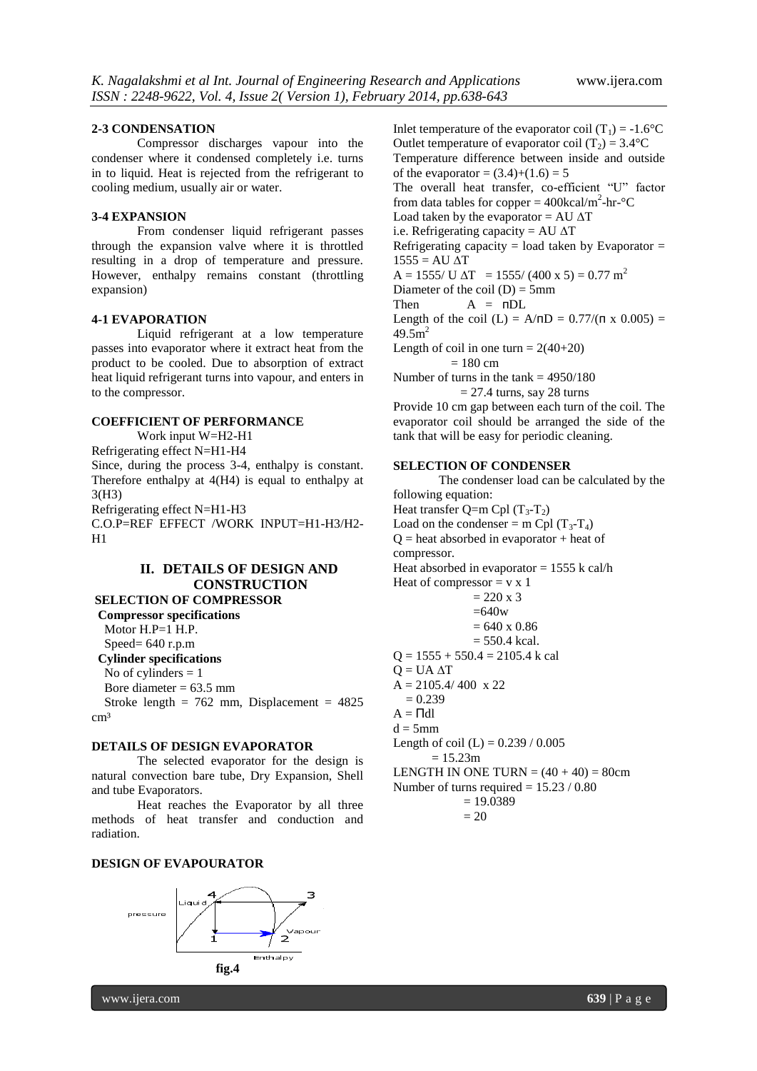**2-3 CONDENSATION**

Compressor discharges vapour into the condenser where it condensed completely i.e. turns in to liquid. Heat is rejected from the refrigerant to cooling medium, usually air or water.

**3-4 EXPANSION**

From condenser liquid refrigerant passes through the expansion valve where it is throttled resulting in a drop of temperature and pressure. However, enthalpy remains constant (throttling expansion)

**4-1 EVAPORATION**

Liquid refrigerant at a low temperature passes into evaporator where it extract heat from the product to be cooled. Due to absorption of extract heat liquid refrigerant turns into vapour, and enters in to the compressor.

**COEFFICIENT OF PERFORMANCE**

Work input W=H2-H1

Refrigerating effect N=H1-H4

Since, during the process 3-4, enthalpy is constant. Therefore enthalpy at 4(H4) is equal to enthalpy at 3(H3)

Refrigerating effect N=H1-H3

C.O.P=REF EFFECT /WORK INPUT=H1-H3/H2-H1

## II. DETAILS OF DESIGN AND CONSTRUCTION

**SELECTION OF COMPRESSOR**

**Compressor specifications**

Motor H.P=1 H.P.

Speed= 640 r.p.m

**Cylinder specifications**

No of cylinders = 1

Bore diameter = 63.5 mm

Stroke length = 762 mm, Displacement = 4825 cm³

**DETAILS OF DESIGN EVAPORATOR**

The selected evaporator for the design is natural convection bare tube, Dry Expansion, Shell and tube Evaporators.

Heat reaches the Evaporator by all three methods of heat transfer and conduction and radiation.

**DESIGN OF EVAPOURATOR**

fig.4

Inlet temperature of the evaporator coil ($T_1$) = -1.6°C

Outlet temperature of evaporator coil ($T_2$) = 3.4°C

Temperature difference between inside and outside of the evaporator = (3.4)+(1.6) = 5

The overall heat transfer, co-efficient "U" factor from data tables for copper = 400kcal/m$^2$-hr-°C

Load taken by the evaporator = AU $\Delta$T

i.e. Refrigerating capacity = AU $\Delta$T

Refrigerating capacity = load taken by Evaporator = 1555 = AU $\Delta$T

A = 1555/ U $\Delta$T = 1555/ (400 x 5) = 0.77 m$^2$

Diameter of the coil (D) = 5mm

Then A = πDL

Length of the coil (L) = A/πD = 0.77/(π x 0.005) = 49.5m$^2$

Length of coil in one turn = 2(40+20)
= 180 cm

Number of turns in the tank = 4950/180
= 27.4 turns, say 28 turns

Provide 10 cm gap between each turn of the coil. The evaporator coil should be arranged the side of the tank that will be easy for periodic cleaning.

**SELECTION OF CONDENSER**

The condenser load can be calculated by the following equation:

Heat transfer Q=m Cpl ($T_3$-$T_2$)

Load on the condenser = m Cpl ($T_3$-$T_4$)

Q = heat absorbed in evaporator + heat of compressor.

Heat absorbed in evaporator = 1555 k cal/h

Heat of compressor = v x 1
= 220 x 3
=640w
= 640 x 0.86
= 550.4 kcal.

Q = 1555 + 550.4 = 2105.4 k cal

Q = UA $\Delta$T

A = 2105.4/ 400 x 22
= 0.239

A = ∏dl

d = 5mm

Length of coil (L) = 0.239 / 0.005
= 15.23m

LENGTH IN ONE TURN = (40 + 40) = 80cm

Number of turns required = 15.23 / 0.80
= 19.0389
= 20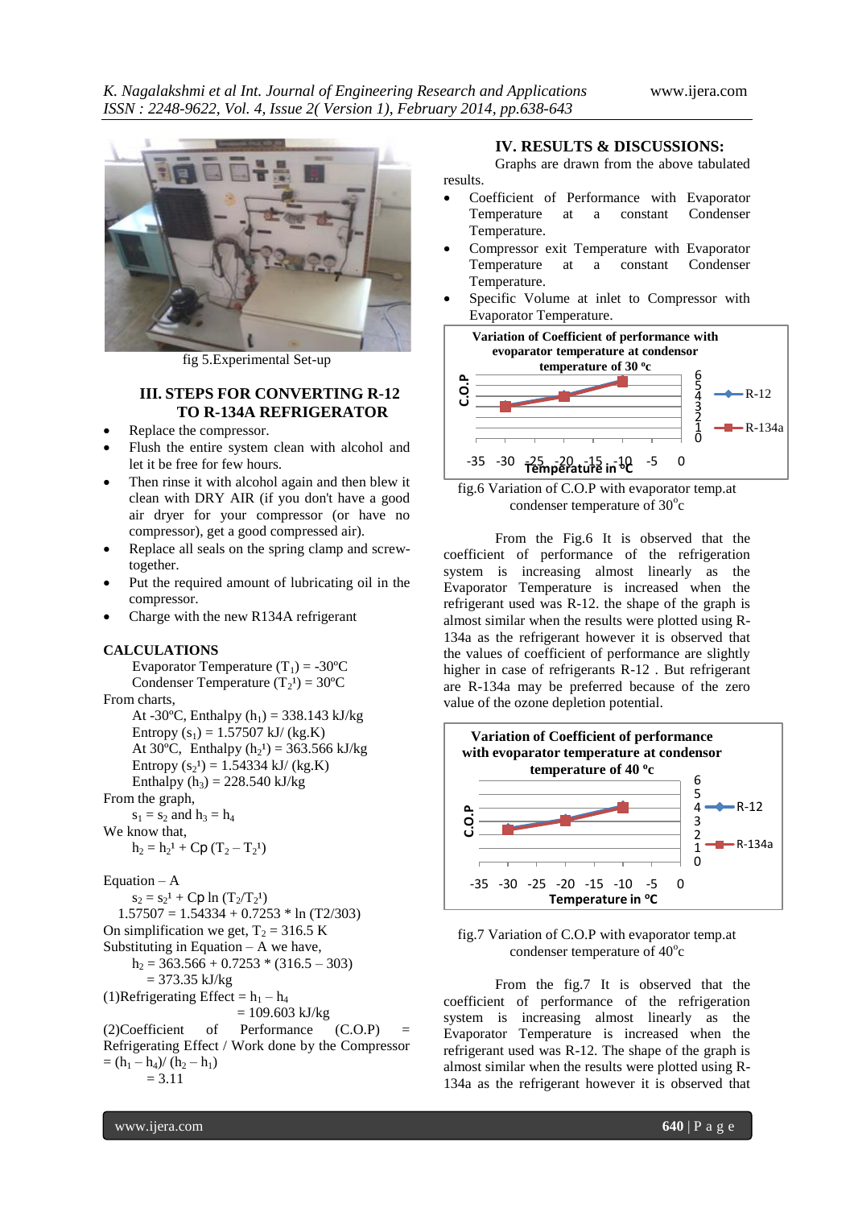fig 5.Experimental Set-up

## III. STEPS FOR CONVERTING R-12 TO R-134A REFRIGERATOR

- Replace the compressor.
- Flush the entire system clean with alcohol and let it be free for few hours.
- Then rinse it with alcohol again and then blew it clean with DRY AIR (if you don't have a good air dryer for your compressor (or have no compressor), get a good compressed air).
- Replace all seals on the spring clamp and screw-together.
- Put the required amount of lubricating oil in the compressor.
- Charge with the new R134A refrigerant

### CALCULATIONS

Evaporator Temperature ($T_1$) = -30ºC
Condenser Temperature ($T_2^1$) = 30ºC

From charts,

At -30ºC, Enthalpy ($h_1$) = 338.143 kJ/kg
Entropy ($s_1$) = 1.57507 kJ/ (kg.K)
At 30ºC, Enthalpy ($h_2^1$) = 363.566 kJ/kg
Entropy ($s_2^1$) = 1.54334 kJ/ (kg.K)
Enthalpy ($h_3$) = 228.540 kJ/kg

From the graph,

$s_1 = s_2$ and $h_3 = h_4$

We know that,

$h_2 = h_2^1 + Cp\,(T_2 - T_2^1)$

Equation – A

$s_2 = s_2^1 + Cp \ln (T_2/T_2^1)$

$1.57507 = 1.54334 + 0.7253 * \ln (T2/303)$

On simplification we get, $T_2$ = 316.5 K

Substituting in Equation – A we have,

$h_2 = 363.566 + 0.7253 * (316.5 – 303)$
= 373.35 kJ/kg

(1)Refrigerating Effect = $h_1 – h_4$
= 109.603 kJ/kg

(2)Coefficient of Performance (C.O.P) = Refrigerating Effect / Work done by the Compressor
$= (h_1 – h_4)/ (h_2 – h_1)$
= 3.11

## IV. RESULTS & DISCUSSIONS:

Graphs are drawn from the above tabulated results.

- Coefficient of Performance with Evaporator Temperature at a constant Condenser Temperature.
- Compressor exit Temperature with Evaporator Temperature at a constant Condenser Temperature.
- Specific Volume at inlet to Compressor with Evaporator Temperature.

fig.6 Variation of C.O.P with evaporator temp.at condenser temperature of 30°c

From the Fig.6 It is observed that the coefficient of performance of the refrigeration system is increasing almost linearly as the Evaporator Temperature is increased when the refrigerant used was R-12. the shape of the graph is almost similar when the results were plotted using R-134a as the refrigerant however it is observed that the values of coefficient of performance are slightly higher in case of refrigerants R-12 . But refrigerant are R-134a may be preferred because of the zero value of the ozone depletion potential.

fig.7 Variation of C.O.P with evaporator temp.at condenser temperature of 40°c

From the fig.7 It is observed that the coefficient of performance of the refrigeration system is increasing almost linearly as the Evaporator Temperature is increased when the refrigerant used was R-12. The shape of the graph is almost similar when the results were plotted using R-134a as the refrigerant however it is observed that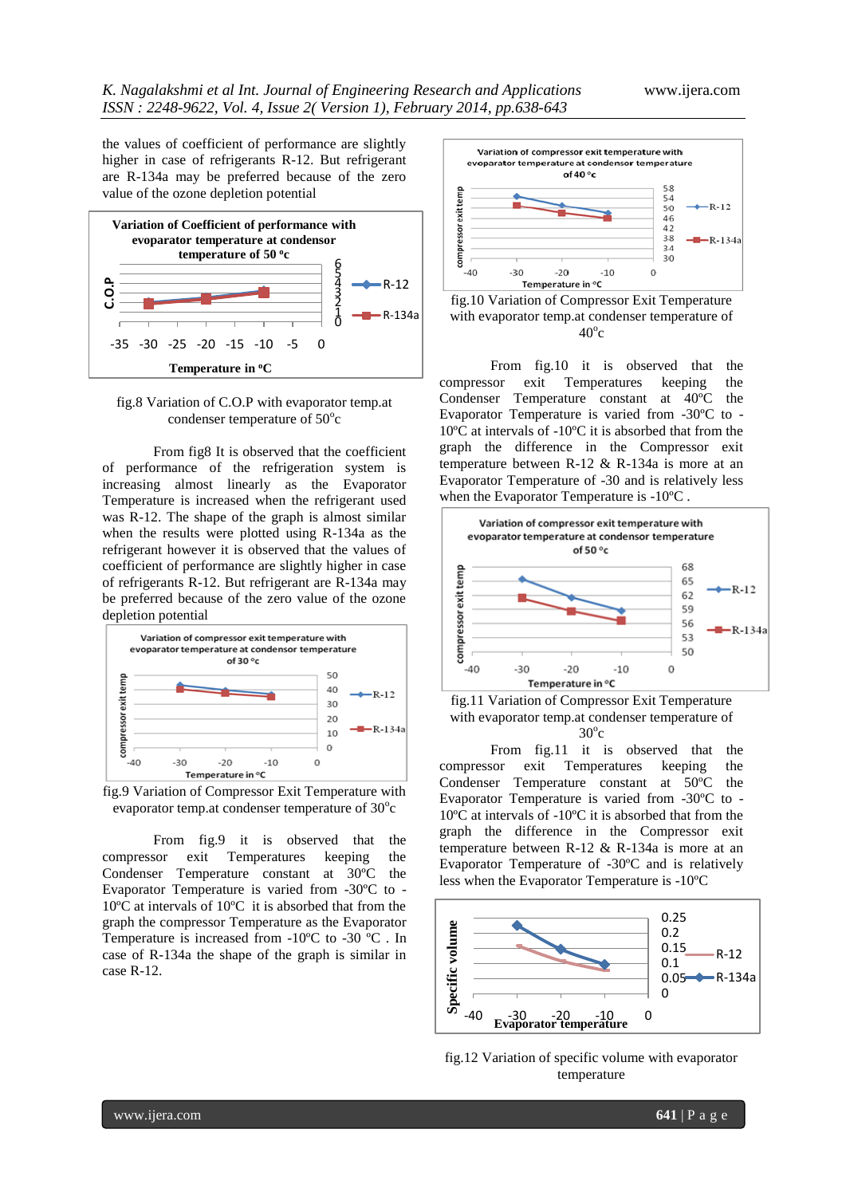the values of coefficient of performance are slightly higher in case of refrigerants R-12. But refrigerant are R-134a may be preferred because of the zero value of the ozone depletion potential

fig.8 Variation of C.O.P with evaporator temp.at condenser temperature of 50°c

From fig8 It is observed that the coefficient of performance of the refrigeration system is increasing almost linearly as the Evaporator Temperature is increased when the refrigerant used was R-12. The shape of the graph is almost similar when the results were plotted using R-134a as the refrigerant however it is observed that the values of coefficient of performance are slightly higher in case of refrigerants R-12. But refrigerant are R-134a may be preferred because of the zero value of the ozone depletion potential

fig.9 Variation of Compressor Exit Temperature with evaporator temp.at condenser temperature of 30°c

From fig.9 it is observed that the compressor exit Temperatures keeping the Condenser Temperature constant at 30ºC the Evaporator Temperature is varied from -30ºC to -10ºC at intervals of 10ºC it is absorbed that from the graph the compressor Temperature as the Evaporator Temperature is increased from -10ºC to -30 ºC . In case of R-134a the shape of the graph is similar in case R-12.

fig.10 Variation of Compressor Exit Temperature with evaporator temp.at condenser temperature of 40°c

From fig.10 it is observed that the compressor exit Temperatures keeping the Condenser Temperature constant at 40ºC the Evaporator Temperature is varied from -30ºC to -10ºC at intervals of -10ºC it is absorbed that from the graph the difference in the Compressor exit temperature between R-12 & R-134a is more at an Evaporator Temperature of -30 and is relatively less when the Evaporator Temperature is -10ºC .

fig.11 Variation of Compressor Exit Temperature with evaporator temp.at condenser temperature of 30°c

From fig.11 it is observed that the compressor exit Temperatures keeping the Condenser Temperature constant at 50ºC the Evaporator Temperature is varied from -30ºC to -10ºC at intervals of -10ºC it is absorbed that from the graph the difference in the Compressor exit temperature between R-12 & R-134a is more at an Evaporator Temperature of -30ºC and is relatively less when the Evaporator Temperature is -10ºC

fig.12 Variation of specific volume with evaporator temperature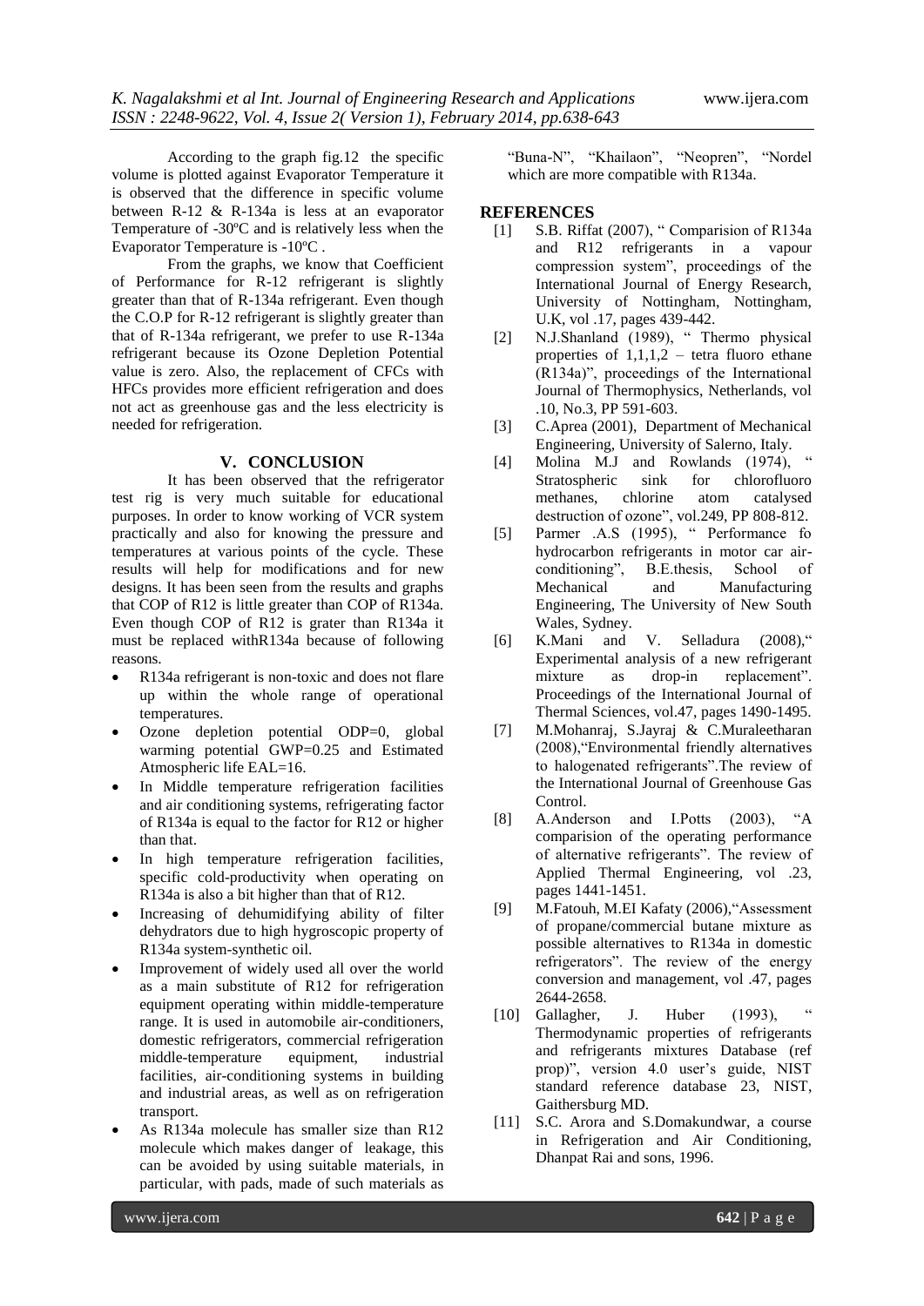According to the graph fig.12 the specific volume is plotted against Evaporator Temperature it is observed that the difference in specific volume between R-12 & R-134a is less at an evaporator Temperature of -30ºC and is relatively less when the Evaporator Temperature is -10ºC .

From the graphs, we know that Coefficient of Performance for R-12 refrigerant is slightly greater than that of R-134a refrigerant. Even though the C.O.P for R-12 refrigerant is slightly greater than that of R-134a refrigerant, we prefer to use R-134a refrigerant because its Ozone Depletion Potential value is zero. Also, the replacement of CFCs with HFCs provides more efficient refrigeration and does not act as greenhouse gas and the less electricity is needed for refrigeration.

## V. CONCLUSION

It has been observed that the refrigerator test rig is very much suitable for educational purposes. In order to know working of VCR system practically and also for knowing the pressure and temperatures at various points of the cycle. These results will help for modifications and for new designs. It has been seen from the results and graphs that COP of R12 is little greater than COP of R134a. Even though COP of R12 is grater than R134a it must be replaced withR134a because of following reasons.

- R134a refrigerant is non-toxic and does not flare up within the whole range of operational temperatures.
- Ozone depletion potential ODP=0, global warming potential GWP=0.25 and Estimated Atmospheric life EAL=16.
- In Middle temperature refrigeration facilities and air conditioning systems, refrigerating factor of R134a is equal to the factor for R12 or higher than that.
- In high temperature refrigeration facilities, specific cold-productivity when operating on R134a is also a bit higher than that of R12.
- Increasing of dehumidifying ability of filter dehydrators due to high hygroscopic property of R134a system-synthetic oil.
- Improvement of widely used all over the world as a main substitute of R12 for refrigeration equipment operating within middle-temperature range. It is used in automobile air-conditioners, domestic refrigerators, commercial refrigeration middle-temperature equipment, industrial facilities, air-conditioning systems in building and industrial areas, as well as on refrigeration transport.
- As R134a molecule has smaller size than R12 molecule which makes danger of leakage, this can be avoided by using suitable materials, in particular, with pads, made of such materials as "Buna-N", "Khailaon", "Neopren", "Nordel which are more compatible with R134a.

## REFERENCES

[1] S.B. Riffat (2007), " Comparision of R134a and R12 refrigerants in a vapour compression system", proceedings of the International Journal of Energy Research, University of Nottingham, Nottingham, U.K, vol .17, pages 439-442.

[2] N.J.Shanland (1989), " Thermo physical properties of 1,1,1,2 – tetra fluoro ethane (R134a)", proceedings of the International Journal of Thermophysics, Netherlands, vol .10, No.3, PP 591-603.

[3] C.Aprea (2001), Department of Mechanical Engineering, University of Salerno, Italy.

[4] Molina M.J and Rowlands (1974), " Stratospheric sink for chlorofluoro methanes, chlorine atom catalysed destruction of ozone", vol.249, PP 808-812.

[5] Parmer .A.S (1995), " Performance fo hydrocarbon refrigerants in motor car air-conditioning", B.E.thesis, School of Mechanical and Manufacturing Engineering, The University of New South Wales, Sydney.

[6] K.Mani and V. Selladura (2008)," Experimental analysis of a new refrigerant mixture as drop-in replacement". Proceedings of the International Journal of Thermal Sciences, vol.47, pages 1490-1495.

[7] M.Mohanraj, S.Jayraj & C.Muraleetharan (2008),"Environmental friendly alternatives to halogenated refrigerants".The review of the International Journal of Greenhouse Gas Control.

[8] A.Anderson and I.Potts (2003), "A comparision of the operating performance of alternative refrigerants". The review of Applied Thermal Engineering, vol .23, pages 1441-1451.

[9] M.Fatouh, M.EI Kafaty (2006),"Assessment of propane/commercial butane mixture as possible alternatives to R134a in domestic refrigerators". The review of the energy conversion and management, vol .47, pages 2644-2658.

[10] Gallagher, J. Huber (1993), " Thermodynamic properties of refrigerants and refrigerants mixtures Database (ref prop)", version 4.0 user's guide, NIST standard reference database 23, NIST, Gaithersburg MD.

[11] S.C. Arora and S.Domakundwar, a course in Refrigeration and Air Conditioning, Dhanpat Rai and sons, 1996.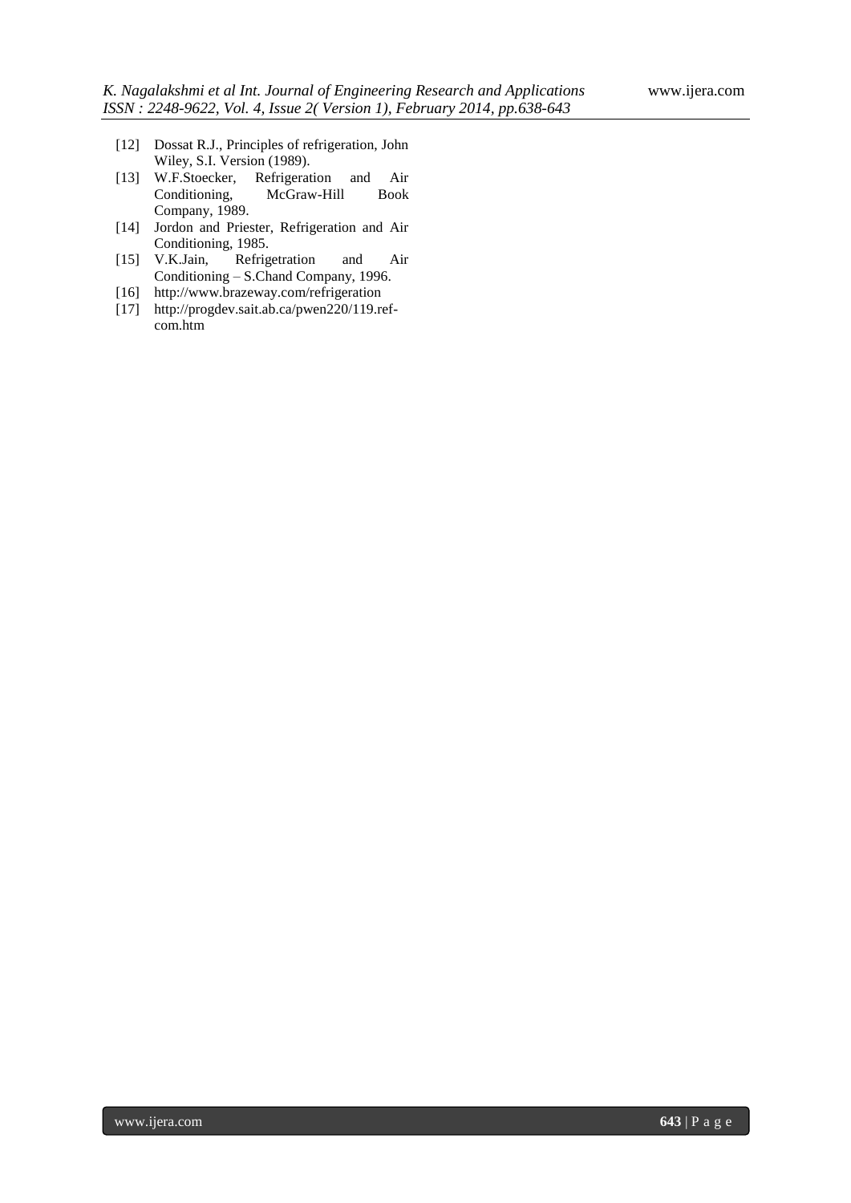[12] Dossat R.J., Principles of refrigeration, John Wiley, S.I. Version (1989).

[13] W.F.Stoecker, Refrigeration and Air Conditioning, McGraw-Hill Book Company, 1989.

[14] Jordon and Priester, Refrigeration and Air Conditioning, 1985.

[15] V.K.Jain, Refrigetration and Air Conditioning – S.Chand Company, 1996.

[16] http://www.brazeway.com/refrigeration

[17] http://progdev.sait.ab.ca/pwen220/119.ref-com.htm